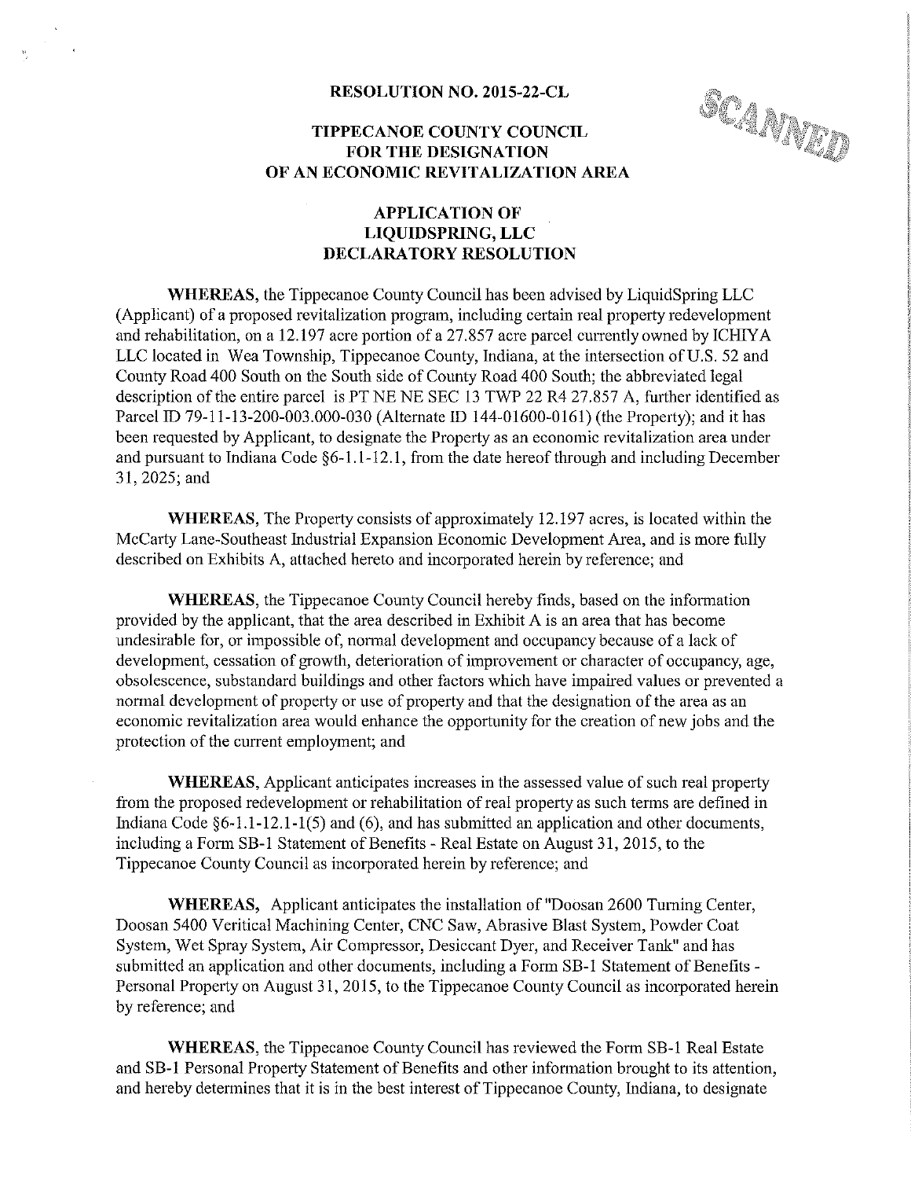**RESOLUTION NO. 2015-22-CL**

**TIPPECANOE COUNTY COUNCIL FOR THE DESIGNATION OF AN ECONOMIC REVITALIZATION AREA**

**APPLICATION OF LIQUIDSPRING, LLC DECLARATORY RESOLUTION**

**WHEREAS,** the Tippecanoe County Council has been advised by LiquidSpring LLC (Applicant) of a proposed revitalization program, including certain real property redevelopment and rehabilitation, on a 12.197 acre portion of a 27.857 acre parcel currently owned by ICHIYA LLC located in Wea Township, Tippecanoe County, Indiana, at the intersection of U.S. 52 and County Road 400 South on the South side of County Road 400 South; the abbreviated legal description of the entire parcel is PT NE NE SEC 13 TWP 22 R4 27.857 A, further identified as Parcel ID 79-11-13-200-003.000-030 (Alternate ID 144-01600-0161) (the Property); and it has been requested by Applicant, to designate the Property as an economic revitalization area under and pursuant to Indiana Code §6-1.1-12.1, from the date hereof through and including December 31, 2025; and

**WHEREAS,** The Property consists of approximately 12.197 acres, is located within the McCarty Lane-Southeast Industrial Expansion Economic Development Area, and is more fully described on Exhibits A, attached hereto and incorporated herein by reference; and

**WHEREAS,** the Tippecanoe County Council hereby finds, based on the information provided by the applicant, that the area described in Exhibit A is an area that has become undesirable for, or impossible of, normal development and occupancy because of a lack of development, cessation of growth, deterioration of improvement or character of occupancy, age, obsolescence, substandard buildings and other factors which have impaired values or prevented a normal development of property or use of property and that the designation of the area as an economic revitalization area would enhance the opportunity for the creation of new jobs and the protection of the current employment; and

**WHEREAS,** Applicant anticipates increases in the assessed value of such real property from the proposed redevelopment or rehabilitation of real property as such terms are defined in Indiana Code §6-1.1-12.1-1(5) and (6), and has submitted an application and other documents, including a Form SB-1 Statement of Benefits - Real Estate on August 31, 2015, to the Tippecanoe County Council as incorporated herein by reference; and

**WHEREAS,** Applicant anticipates the installation of "Doosan 2600 Turning Center, Doosan 5400 Veritical Machining Center, CNC Saw, Abrasive Blast System, Powder Coat System, Wet Spray System, Air Compressor, Desiccant Dyer, and Receiver Tank" and has submitted an application and other documents, including a Form SB-1 Statement of Benefits - Personal Property on August 31, 2015, to the Tippecanoe County Council as incorporated herein by reference; and

**WHEREAS,** the Tippecanoe County Council has reviewed the Form SB-1 Real Estate and SB-1 Personal Property Statement of Benefits and other information brought to its attention, and hereby determines that it is in the best interest of Tippecanoe County, Indiana, to designate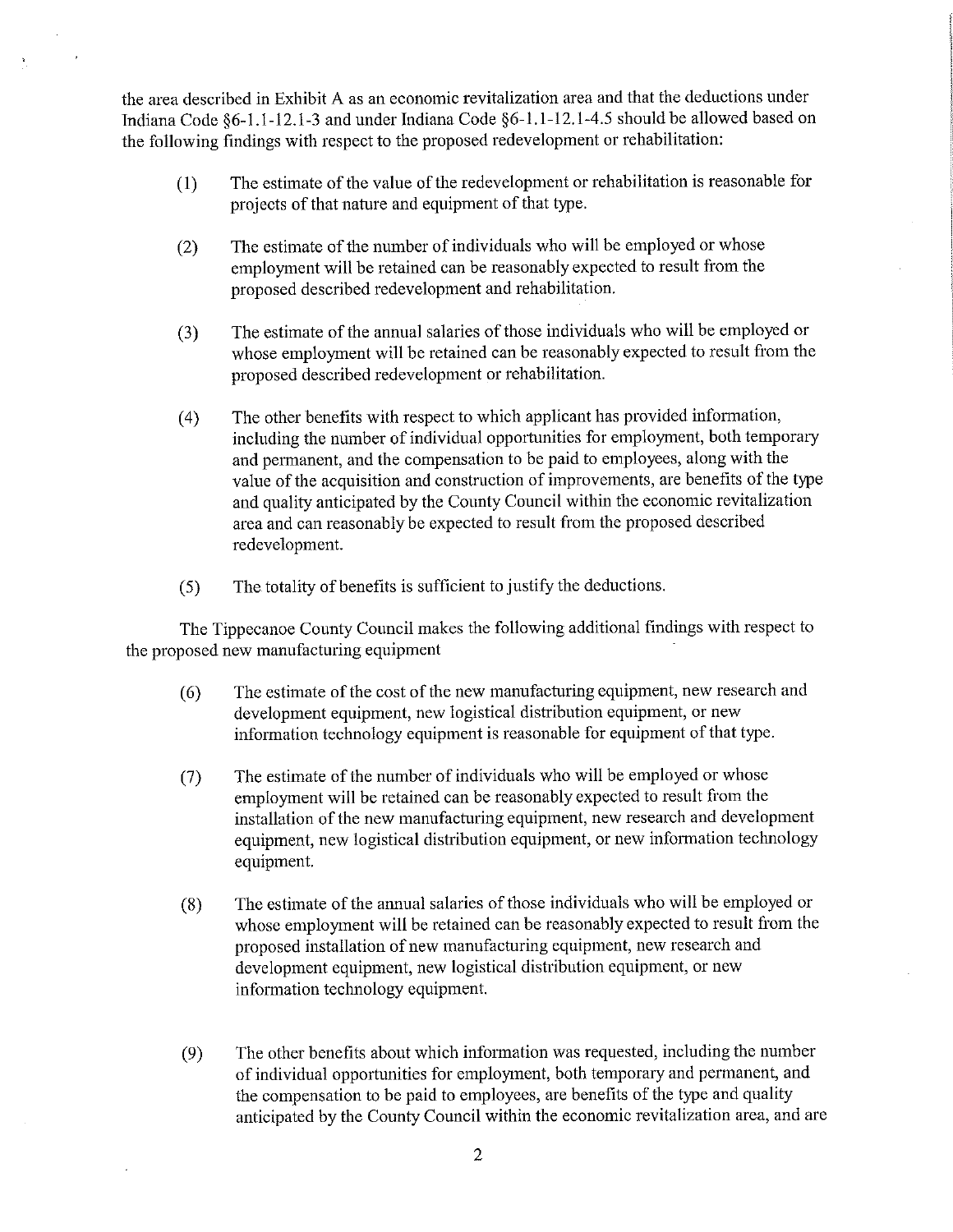the area described in Exhibit A as an economic revitalization area and that the deductions under Indiana Code §6-1.1-12.1-3 and under Indiana Code §6-1.1-12.1-4.5 should be allowed based on the following findings with respect to the proposed redevelopment or rehabilitation:

(1) The estimate of the value of the redevelopment or rehabilitation is reasonable for projects of that nature and equipment of that type.

(2) The estimate of the number of individuals who will be employed or whose employment will be retained can be reasonably expected to result from the proposed described redevelopment and rehabilitation.

(3) The estimate of the annual salaries of those individuals who will be employed or whose employment will be retained can be reasonably expected to result from the proposed described redevelopment or rehabilitation.

(4) The other benefits with respect to which applicant has provided information, including the number of individual opportunities for employment, both temporary and permanent, and the compensation to be paid to employees, along with the value of the acquisition and construction of improvements, are benefits of the type and quality anticipated by the County Council within the economic revitalization area and can reasonably be expected to result from the proposed described redevelopment.

(5) The totality of benefits is sufficient to justify the deductions.

The Tippecanoe County Council makes the following additional findings with respect to the proposed new manufacturing equipment

(6) The estimate of the cost of the new manufacturing equipment, new research and development equipment, new logistical distribution equipment, or new information technology equipment is reasonable for equipment of that type.

(7) The estimate of the number of individuals who will be employed or whose employment will be retained can be reasonably expected to result from the installation of the new manufacturing equipment, new research and development equipment, new logistical distribution equipment, or new information technology equipment.

(8) The estimate of the annual salaries of those individuals who will be employed or whose employment will be retained can be reasonably expected to result from the proposed installation of new manufacturing equipment, new research and development equipment, new logistical distribution equipment, or new information technology equipment.

(9) The other benefits about which information was requested, including the number of individual opportunities for employment, both temporary and permanent, and the compensation to be paid to employees, are benefits of the type and quality anticipated by the County Council within the economic revitalization area, and are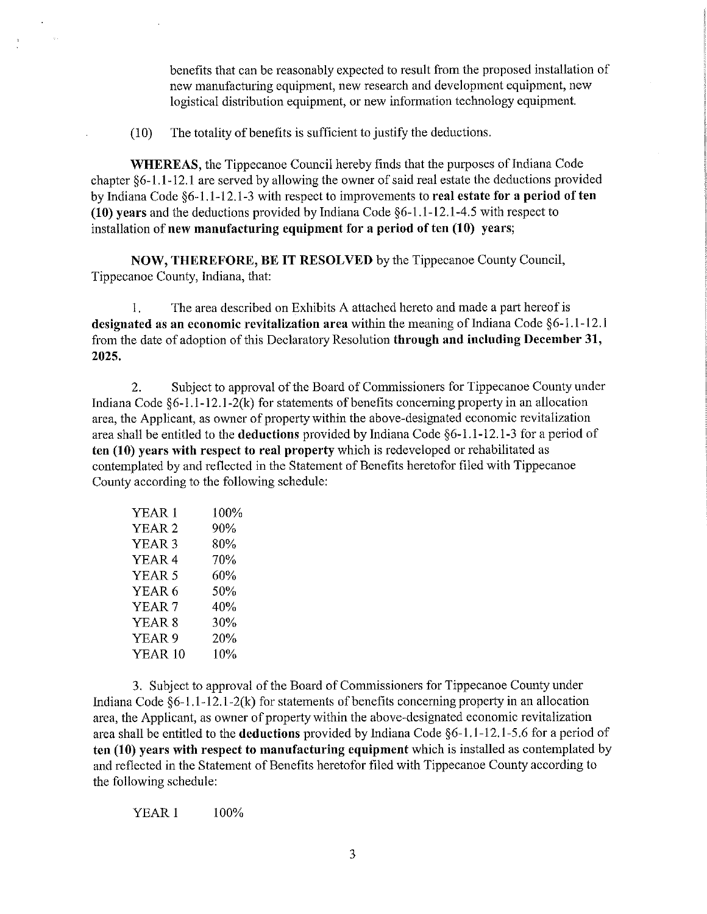benefits that can be reasonably expected to result from the proposed installation of new manufacturing equipment, new research and development equipment, new logistical distribution equipment, or new information technology equipment.

(10) The totality of benefits is sufficient to justify the deductions.

**WHEREAS**, the Tippecanoe Council hereby finds that the purposes of Indiana Code chapter §6-1.1-12.1 are served by allowing the owner of said real estate the deductions provided by Indiana Code §6-1.1-12.1-3 with respect to improvements to **real estate for a period of ten (10) years** and the deductions provided by Indiana Code §6-1.1-12.1-4.5 with respect to installation of **new manufacturing equipment for a period of ten (10) years**;

**NOW, THEREFORE, BE IT RESOLVED** by the Tippecanoe County Council, Tippecanoe County, Indiana, that:

1. The area described on Exhibits A attached hereto and made a part hereof is **designated as an economic revitalization area** within the meaning of Indiana Code §6-1.1-12.1 from the date of adoption of this Declaratory Resolution **through and including December 31, 2025.**

2. Subject to approval of the Board of Commissioners for Tippecanoe County under Indiana Code §6-1.1-12.1-2(k) for statements of benefits concerning property in an allocation area, the Applicant, as owner of property within the above-designated economic revitalization area shall be entitled to the **deductions** provided by Indiana Code §6-1.1-12.1-3 for a period of **ten (10) years with respect to real property** which is redeveloped or rehabilitated as contemplated by and reflected in the Statement of Benefits heretofor filed with Tippecanoe County according to the following schedule:

| | |
|---|---|
| YEAR 1 | 100% |
| YEAR 2 | 90% |
| YEAR 3 | 80% |
| YEAR 4 | 70% |
| YEAR 5 | 60% |
| YEAR 6 | 50% |
| YEAR 7 | 40% |
| YEAR 8 | 30% |
| YEAR 9 | 20% |
| YEAR 10 | 10% |

3. Subject to approval of the Board of Commissioners for Tippecanoe County under Indiana Code §6-1.1-12.1-2(k) for statements of benefits concerning property in an allocation area, the Applicant, as owner of property within the above-designated economic revitalization area shall be entitled to the **deductions** provided by Indiana Code §6-1.1-12.1-5.6 for a period of **ten (10) years with respect to manufacturing equipment** which is installed as contemplated by and reflected in the Statement of Benefits heretofor filed with Tippecanoe County according to the following schedule:

| | |
|---|---|
| YEAR 1 | 100% |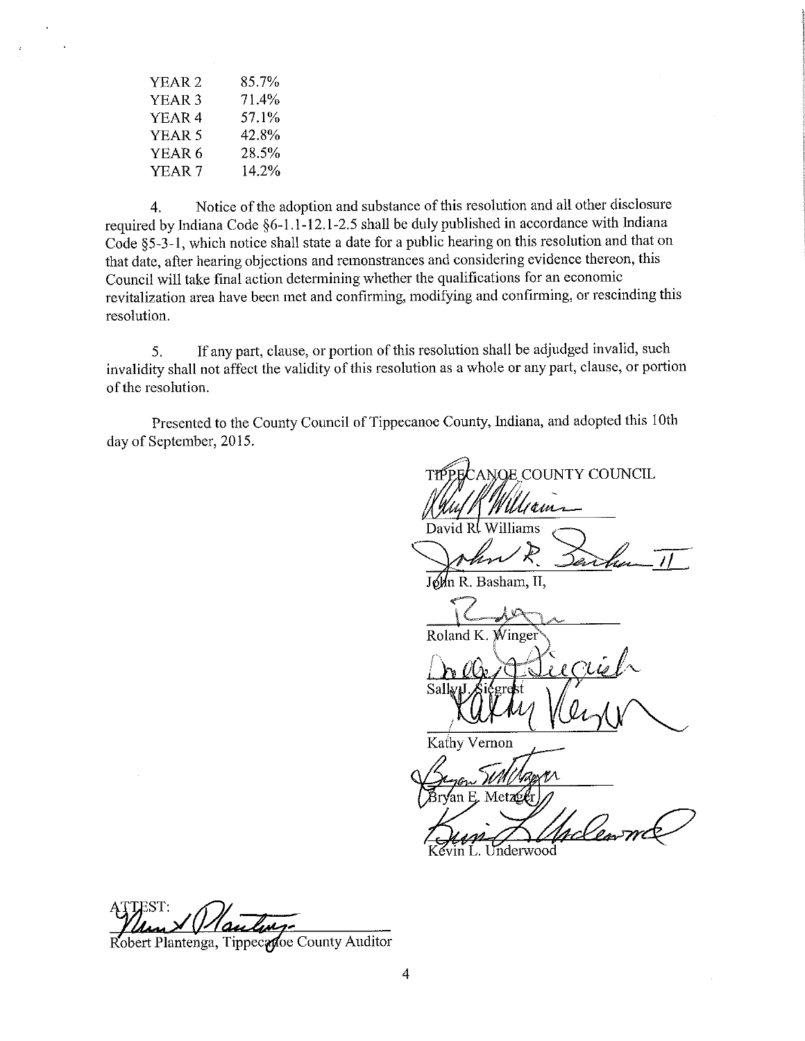| | |
|---|---|
| YEAR 2 | 85.7% |
| YEAR 3 | 71.4% |
| YEAR 4 | 57.1% |
| YEAR 5 | 42.8% |
| YEAR 6 | 28.5% |
| YEAR 7 | 14.2% |

4. Notice of the adoption and substance of this resolution and all other disclosure required by Indiana Code §6-1.1-12.1-2.5 shall be duly published in accordance with Indiana Code §5-3-1, which notice shall state a date for a public hearing on this resolution and that on that date, after hearing objections and remonstrances and considering evidence thereon, this Council will take final action determining whether the qualifications for an economic revitalization area have been met and confirming, modifying and confirming, or rescinding this resolution.

5. If any part, clause, or portion of this resolution shall be adjudged invalid, such invalidity shall not affect the validity of this resolution as a whole or any part, clause, or portion of the resolution.

Presented to the County Council of Tippecanoe County, Indiana, and adopted this 10th day of September, 2015.

TIPPECANOE COUNTY COUNCIL

David R. Williams

John R. Basham, II,

Roland K. Winger

Sally J. Siegrist

Kathy Vernon

Bryan E. Metzger

Kevin L. Underwood

ATTEST:

Robert Plantenga, Tippecanoe County Auditor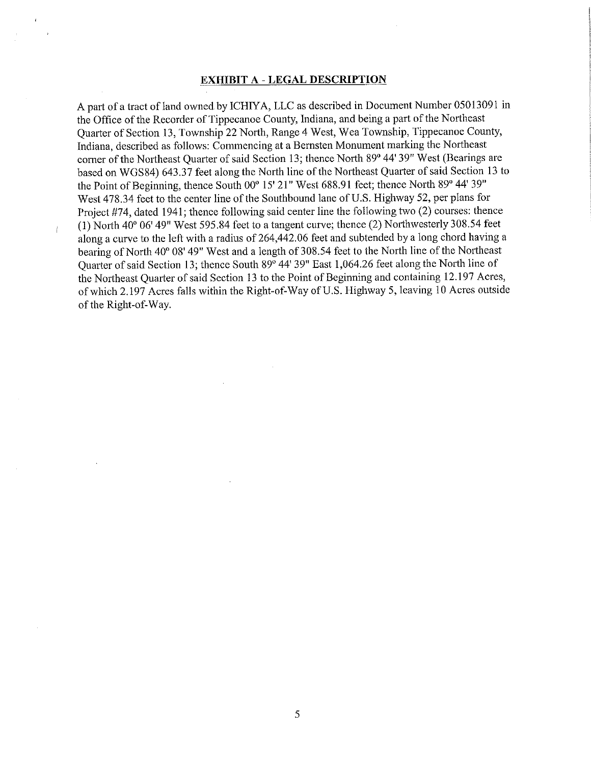## EXHIBIT A - LEGAL DESCRIPTION

A part of a tract of land owned by ICHIYA, LLC as described in Document Number 05013091 in the Office of the Recorder of Tippecanoe County, Indiana, and being a part of the Northeast Quarter of Section 13, Township 22 North, Range 4 West, Wea Township, Tippecanoe County, Indiana, described as follows: Commencing at a Bernsten Monument marking the Northeast corner of the Northeast Quarter of said Section 13; thence North 89° 44' 39" West (Bearings are based on WGS84) 643.37 feet along the North line of the Northeast Quarter of said Section 13 to the Point of Beginning, thence South 00° 15' 21" West 688.91 feet; thence North 89° 44' 39" West 478.34 feet to the center line of the Southbound lane of U.S. Highway 52, per plans for Project #74, dated 1941; thence following said center line the following two (2) courses: thence (1) North 40° 06' 49" West 595.84 feet to a tangent curve; thence (2) Northwesterly 308.54 feet along a curve to the left with a radius of 264,442.06 feet and subtended by a long chord having a bearing of North 40° 08' 49" West and a length of 308.54 feet to the North line of the Northeast Quarter of said Section 13; thence South 89° 44' 39" East 1,064.26 feet along the North line of the Northeast Quarter of said Section 13 to the Point of Beginning and containing 12.197 Acres, of which 2.197 Acres falls within the Right-of-Way of U.S. Highway 5, leaving 10 Acres outside of the Right-of-Way.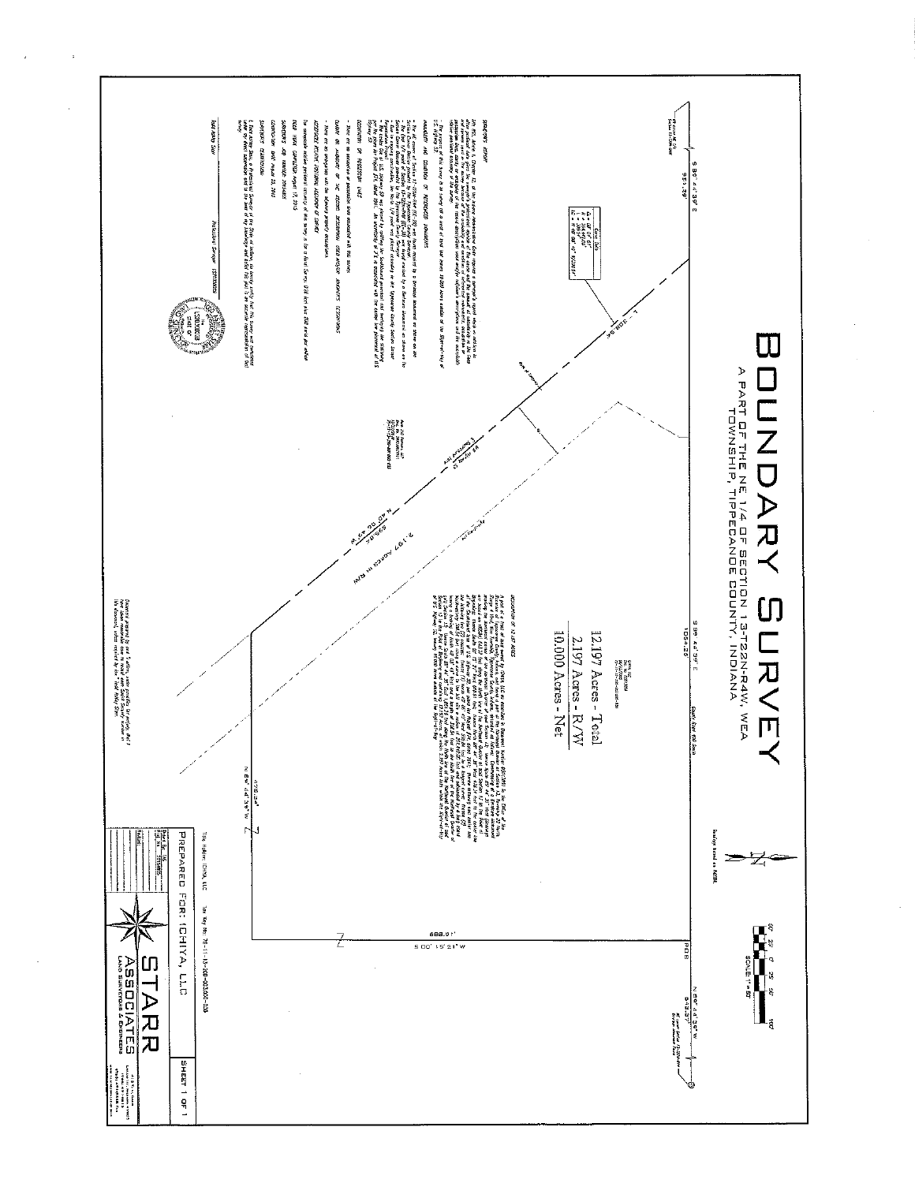# BOUNDARY SURVEY

A PART OF THE NE 1/4 OF SECTION 13-T22N-R4W, WEA TOWNSHIP, TIPPECANOE COUNTY, INDIANA

12.197 Acres - Total

2.197 Acres - R/W

10.000 Acres - Net

2.197 Acres in R/W

S 89° 44' 39" E 951.39'

S 89° 44' 39" E 1054.25'

N 40° 00' 43" W 1208.94'

N 89° 44' 38" W 479.24'

S 00° 15' 21" W 688.91'

N 89° 44' 38" W

Bearings based on NAD83

SCALE: 1" = 60'

POB

Title Holder: ICHIYA, LLC

Tax Key No: 79-11-13-200-003.000-036

PREPARED FOR: ICHIYA, L.L.C

SHEET 1 OF 1

STARR ASSOCIATES

LAND SURVEYORS & ENGINEERS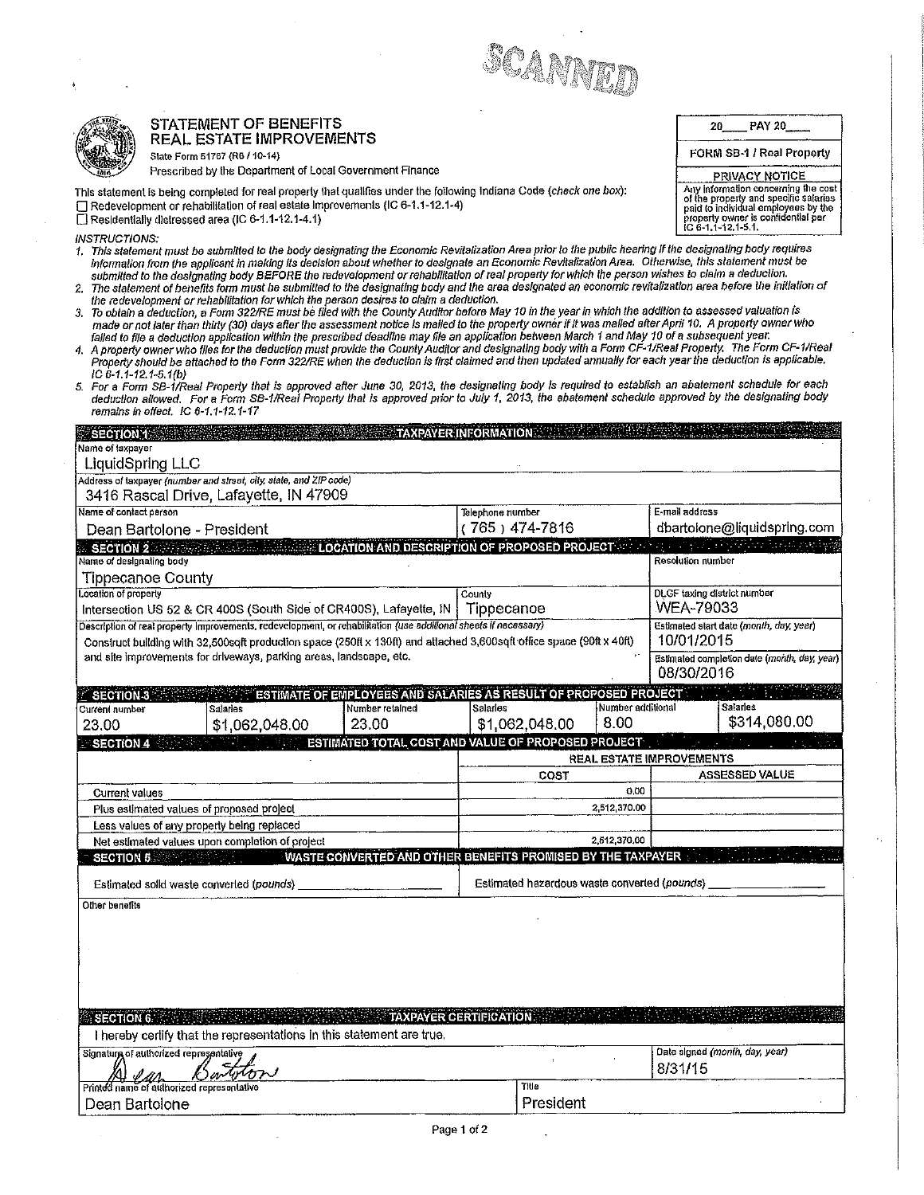SCANNED

# STATEMENT OF BENEFITS
## REAL ESTATE IMPROVEMENTS

State Form 51767 (R6 / 10-14)
Prescribed by the Department of Local Government Finance

| 20____ PAY 20____ |
|---|
| FORM SB-1 / Real Property |
| **PRIVACY NOTICE** Any information concerning the cost of the property and specific salaries paid to individual employees by the property owner is confidential per IC 6-1.1-12.1-5.1. |

This statement is being completed for real property that qualifies under the following Indiana Code (*check one box*):

☐ Redevelopment or rehabilitation of real estate improvements (IC 6-1.1-12.1-4)
☐ Residentially distressed area (IC 6-1.1-12.1-4.1)

*INSTRUCTIONS:*

1. *This statement must be submitted to the body designating the Economic Revitalization Area prior to the public hearing if the designating body requires information from the applicant in making its decision about whether to designate an Economic Revitalization Area. Otherwise, this statement must be submitted to the designating body BEFORE the redevelopment or rehabilitation of real property for which the person wishes to claim a deduction.*
2. *The statement of benefits form must be submitted to the designating body and the area designated an economic revitalization area before the initiation of the redevelopment or rehabilitation for which the person desires to claim a deduction.*
3. *To obtain a deduction, a Form 322/RE must be filed with the County Auditor before May 10 in the year in which the addition to assessed valuation is made or not later than thirty (30) days after the assessment notice is mailed to the property owner if it was mailed after April 10. A property owner who failed to file a deduction application within the prescribed deadline may file an application between March 1 and May 10 of a subsequent year.*
4. *A property owner who files for the deduction must provide the County Auditor and designating body with a Form CF-1/Real Property. The Form CF-1/Real Property should be attached to the Form 322/RE when the deduction is first claimed and then updated annually for each year the deduction is applicable. IC 6-1.1-12.1-5.1(b)*
5. *For a Form SB-1/Real Property that is approved after June 30, 2013, the designating body is required to establish an abatement schedule for each deduction allowed. For a Form SB-1/Real Property that is approved prior to July 1, 2013, the abatement schedule approved by the designating body remains in effect. IC 6-1.1-12.1-17*

**SECTION 1 — TAXPAYER INFORMATION**

| | | |
|---|---|---|
| Name of taxpayer: LiquidSpring LLC | | |
| Address of taxpayer (*number and street, city, state, and ZIP code*): 3416 Rascal Drive, Lafayette, IN 47909 | | |
| Name of contact person: Dean Bartolone - President | Telephone number: (765) 474-7816 | E-mail address: dbartolone@liquidspring.com |

**SECTION 2 — LOCATION AND DESCRIPTION OF PROPOSED PROJECT**

| | | |
|---|---|---|
| Name of designating body: Tippecanoe County | | Resolution number: |
| Location of property: Intersection US 52 & CR 400S (South Side of CR400S), Lafayette, IN | County: Tippecanoe | DLGF taxing district number: WEA-79033 |
| Description of real property improvements, redevelopment, or rehabilitation (*use additional sheets if necessary*): Construct building with 32,500sqft production space (250ft x 130ft) and attached 3,600sqft office space (90ft x 40ft) and site improvements for driveways, parking areas, landscape, etc. | | Estimated start date (*month, day, year*): 10/01/2015 |
| | | Estimated completion date (*month, day, year*): 08/30/2016 |

**SECTION 3 — ESTIMATE OF EMPLOYEES AND SALARIES AS RESULT OF PROPOSED PROJECT**

| Current number | Salaries | Number retained | Salaries | Number additional | Salaries |
|---|---|---|---|---|---|
| 23.00 | $1,062,048.00 | 23.00 | $1,062,048.00 | 8.00 | $314,080.00 |

**SECTION 4 — ESTIMATED TOTAL COST AND VALUE OF PROPOSED PROJECT**

| | REAL ESTATE IMPROVEMENTS | |
|---|---|---|
| | COST | ASSESSED VALUE |
| Current values | 0.00 | |
| Plus estimated values of proposed project | 2,512,370.00 | |
| Less values of any property being replaced | | |
| Net estimated values upon completion of project | 2,512,370.00 | |

**SECTION 5 — WASTE CONVERTED AND OTHER BENEFITS PROMISED BY THE TAXPAYER**

Estimated solid waste converted (*pounds*) ____________ Estimated hazardous waste converted (*pounds*) ____________

Other benefits

**SECTION 6 — TAXPAYER CERTIFICATION**

I hereby certify that the representations in this statement are true.

| | | |
|---|---|---|
| Signature of authorized representative: Dean Bartolone | | Date signed (*month, day, year*): 8/31/15 |
| Printed name of authorized representative: Dean Bartolone | Title: President | |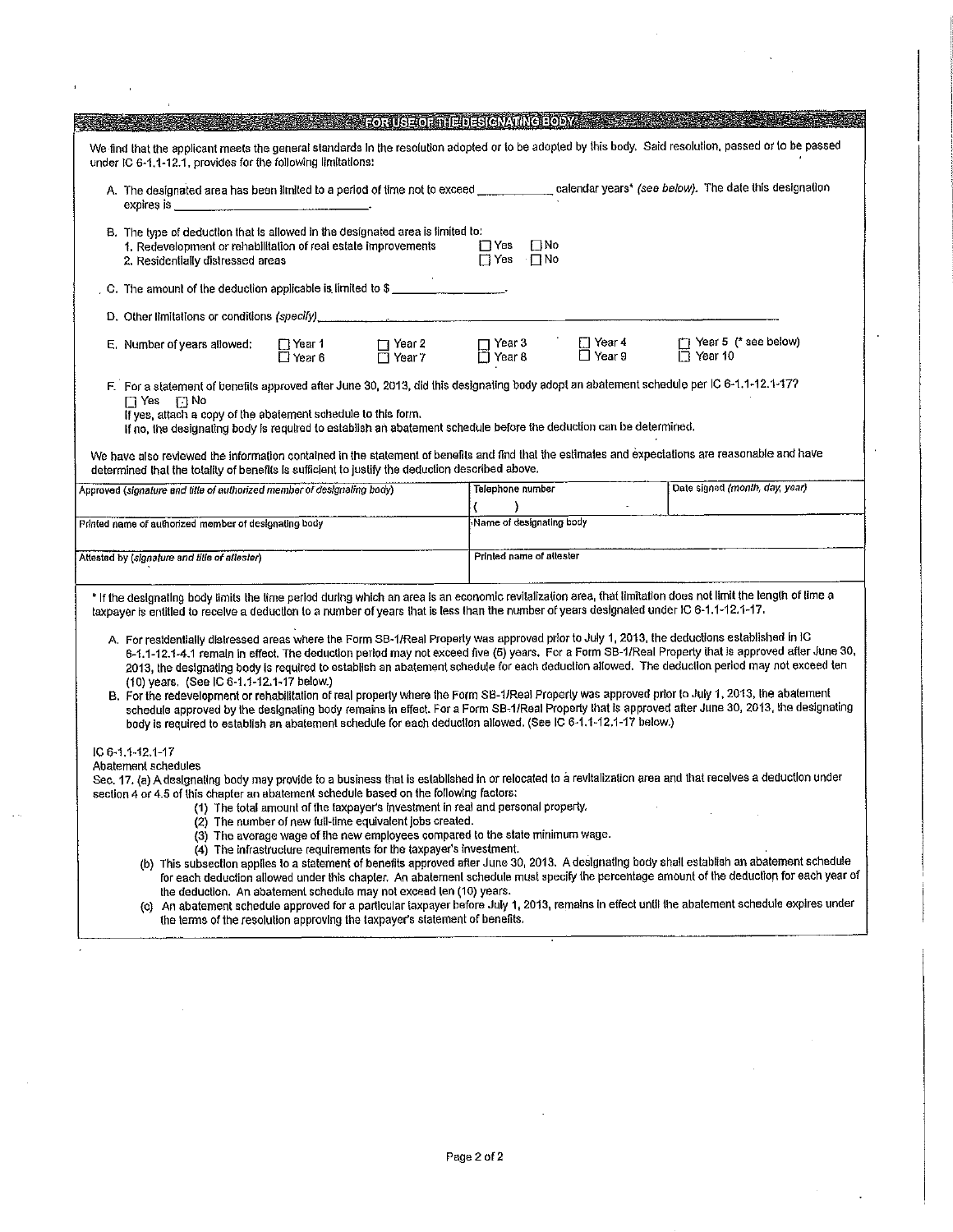## FOR USE OF THE DESIGNATING BODY

We find that the applicant meets the general standards in the resolution adopted or to be adopted by this body. Said resolution, passed or to be passed under IC 6-1.1-12.1, provides for the following limitations:

A. The designated area has been limited to a period of time not to exceed ___________ calendar years* *(see below)*. The date this designation expires is ___________________________.

B. The type of deduction that is allowed in the designated area is limited to:
   1. Redevelopment or rehabilitation of real estate improvements ☐ Yes ☐ No
   2. Residentially distressed areas ☐ Yes ☐ No

C. The amount of the deduction applicable is limited to $ _________________.

D. Other limitations or conditions *(specify)* ___________________________________________

E. Number of years allowed: ☐ Year 1 ☐ Year 2 ☐ Year 3 ☐ Year 4 ☐ Year 5 (* see below) ☐ Year 6 ☐ Year 7 ☐ Year 8 ☐ Year 9 ☐ Year 10

F. For a statement of benefits approved after June 30, 2013, did this designating body adopt an abatement schedule per IC 6-1.1-12.1-17?
   ☐ Yes ☐ No
   If yes, attach a copy of the abatement schedule to this form.
   If no, the designating body is required to establish an abatement schedule before the deduction can be determined.

We have also reviewed the information contained in the statement of benefits and find that the estimates and expectations are reasonable and have determined that the totality of benefits is sufficient to justify the deduction described above.

| Approved *(signature and title of authorized member of designating body)* | Telephone number<br>(   ) | Date signed *(month, day, year)* |
|---|---|---|
| Printed name of authorized member of designating body | Name of designating body | |
| Attested by *(signature and title of attester)* | Printed name of attester | |

* If the designating body limits the time period during which an area is an economic revitalization area, that limitation does not limit the length of time a taxpayer is entitled to receive a deduction to a number of years that is less than the number of years designated under IC 6-1.1-12.1-17.

A. For residentially distressed areas where the Form SB-1/Real Property was approved prior to July 1, 2013, the deductions established in IC 6-1.1-12.1-4.1 remain in effect. The deduction period may not exceed five (5) years. For a Form SB-1/Real Property that is approved after June 30, 2013, the designating body is required to establish an abatement schedule for each deduction allowed. The deduction period may not exceed ten (10) years. (See IC 6-1.1-12.1-17 below.)

B. For the redevelopment or rehabilitation of real property where the Form SB-1/Real Property was approved prior to July 1, 2013, the abatement schedule approved by the designating body remains in effect. For a Form SB-1/Real Property that is approved after June 30, 2013, the designating body is required to establish an abatement schedule for each deduction allowed. (See IC 6-1.1-12.1-17 below.)

IC 6-1.1-12.1-17
Abatement schedules
Sec. 17. (a) A designating body may provide to a business that is established in or relocated to a revitalization area and that receives a deduction under section 4 or 4.5 of this chapter an abatement schedule based on the following factors:
   (1) The total amount of the taxpayer's investment in real and personal property.
   (2) The number of new full-time equivalent jobs created.
   (3) The average wage of the new employees compared to the state minimum wage.
   (4) The infrastructure requirements for the taxpayer's investment.

(b) This subsection applies to a statement of benefits approved after June 30, 2013. A designating body shall establish an abatement schedule for each deduction allowed under this chapter. An abatement schedule must specify the percentage amount of the deduction for each year of the deduction. An abatement schedule may not exceed ten (10) years.

(c) An abatement schedule approved for a particular taxpayer before July 1, 2013, remains in effect until the abatement schedule expires under the terms of the resolution approving the taxpayer's statement of benefits.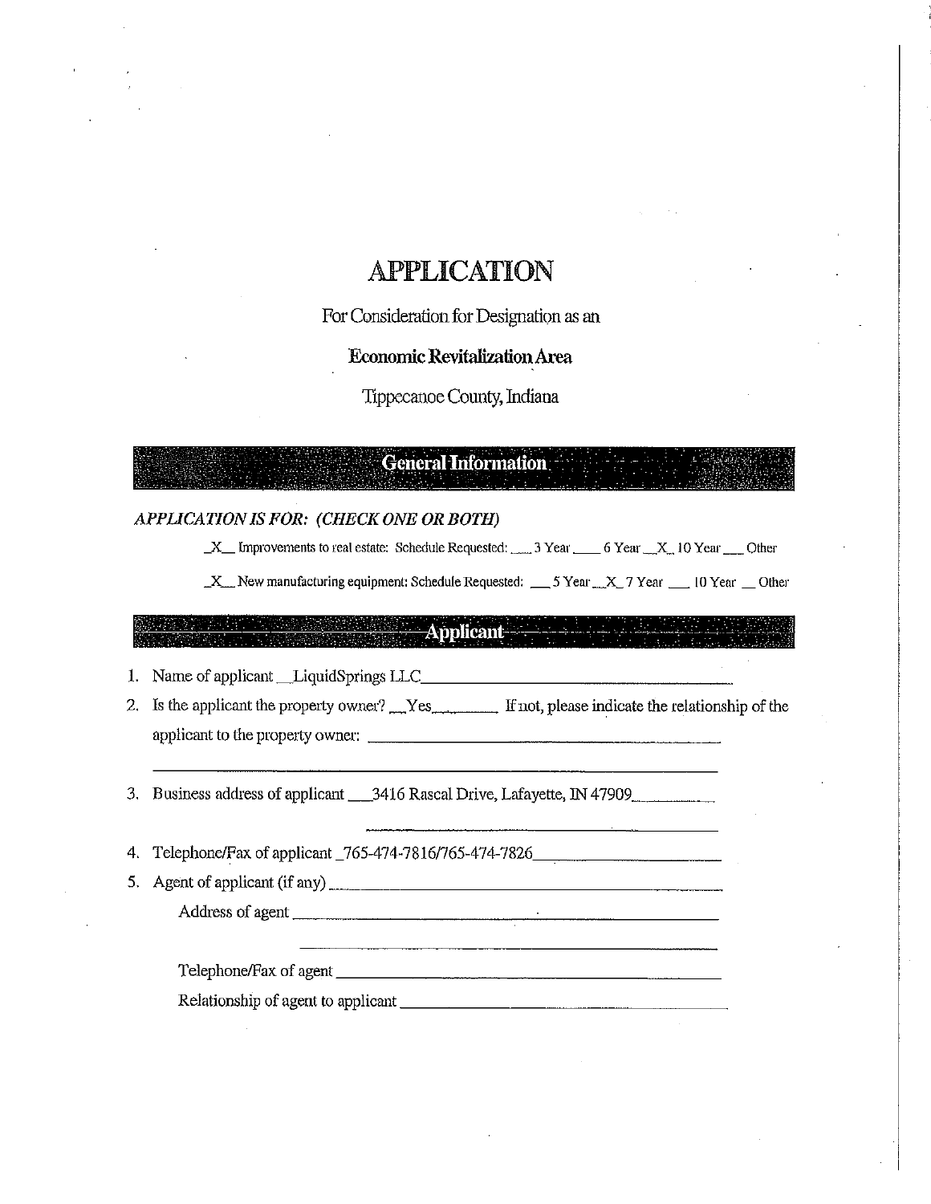# APPLICATION

For Consideration for Designation as an

**Economic Revitalization Area**

Tippecanoe County, Indiana

## General Information

*APPLICATION IS FOR: (CHECK ONE OR BOTH)*

_X_ Improvements to real estate: Schedule Requested: ___ 3 Year ___ 6 Year _X_ 10 Year ___ Other

_X_ New manufacturing equipment: Schedule Requested: ___ 5 Year _X_ 7 Year ___ 10 Year ___ Other

## Applicant

1. Name of applicant __LiquidSprings LLC________________________________
2. Is the applicant the property owner? __Yes________ If not, please indicate the relationship of the applicant to the property owner: ________________________________

   ________________________________________________
3. Business address of applicant ___3416 Rascal Drive, Lafayette, IN 47909__________

   ________________________________
4. Telephone/Fax of applicant _765-474-7816/765-474-7826____________________
5. Agent of applicant (if any) ________________________________

   Address of agent ________________________________

   ________________________________

   Telephone/Fax of agent ________________________________

   Relationship of agent to applicant ________________________________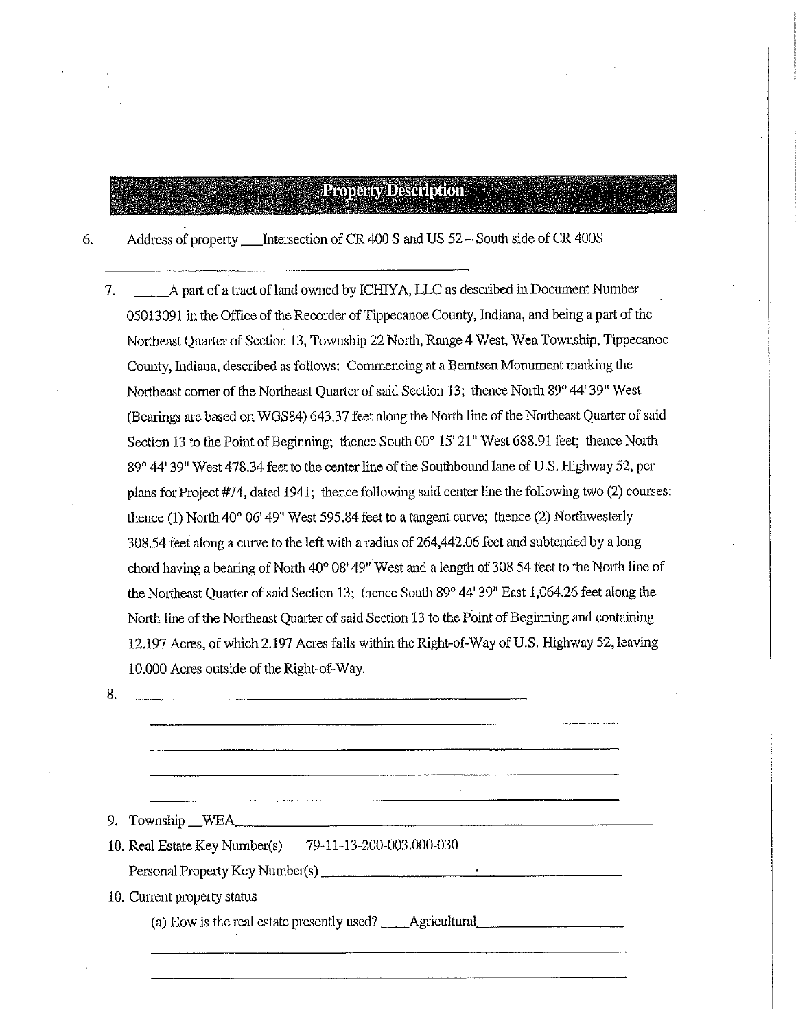## Property Description

6. Address of property ___Intersection of CR 400 S and US 52 – South side of CR 400S

7. _____A part of a tract of land owned by ICHIYA, LLC as described in Document Number 05013091 in the Office of the Recorder of Tippecanoe County, Indiana, and being a part of the Northeast Quarter of Section 13, Township 22 North, Range 4 West, Wea Township, Tippecanoe County, Indiana, described as follows: Commencing at a Berntsen Monument marking the Northeast corner of the Northeast Quarter of said Section 13; thence North 89° 44' 39" West (Bearings are based on WGS84) 643.37 feet along the North line of the Northeast Quarter of said Section 13 to the Point of Beginning; thence South 00° 15' 21" West 688.91 feet; thence North 89° 44' 39" West 478.34 feet to the center line of the Southbound lane of U.S. Highway 52, per plans for Project #74, dated 1941; thence following said center line the following two (2) courses: thence (1) North 40° 06' 49" West 595.84 feet to a tangent curve; thence (2) Northwesterly 308.54 feet along a curve to the left with a radius of 264,442.06 feet and subtended by a long chord having a bearing of North 40° 08' 49" West and a length of 308.54 feet to the North line of the Northeast Quarter of said Section 13; thence South 89° 44' 39" East 1,064.26 feet along the North line of the Northeast Quarter of said Section 13 to the Point of Beginning and containing 12.197 Acres, of which 2.197 Acres falls within the Right-of-Way of U.S. Highway 52, leaving 10.000 Acres outside of the Right-of-Way.

8. ______________________________

9. Township __WEA______________________________

10. Real Estate Key Number(s) ___79-11-13-200-003.000-030

    Personal Property Key Number(s) ______________________________

10. Current property status

    (a) How is the real estate presently used? ____Agricultural______________________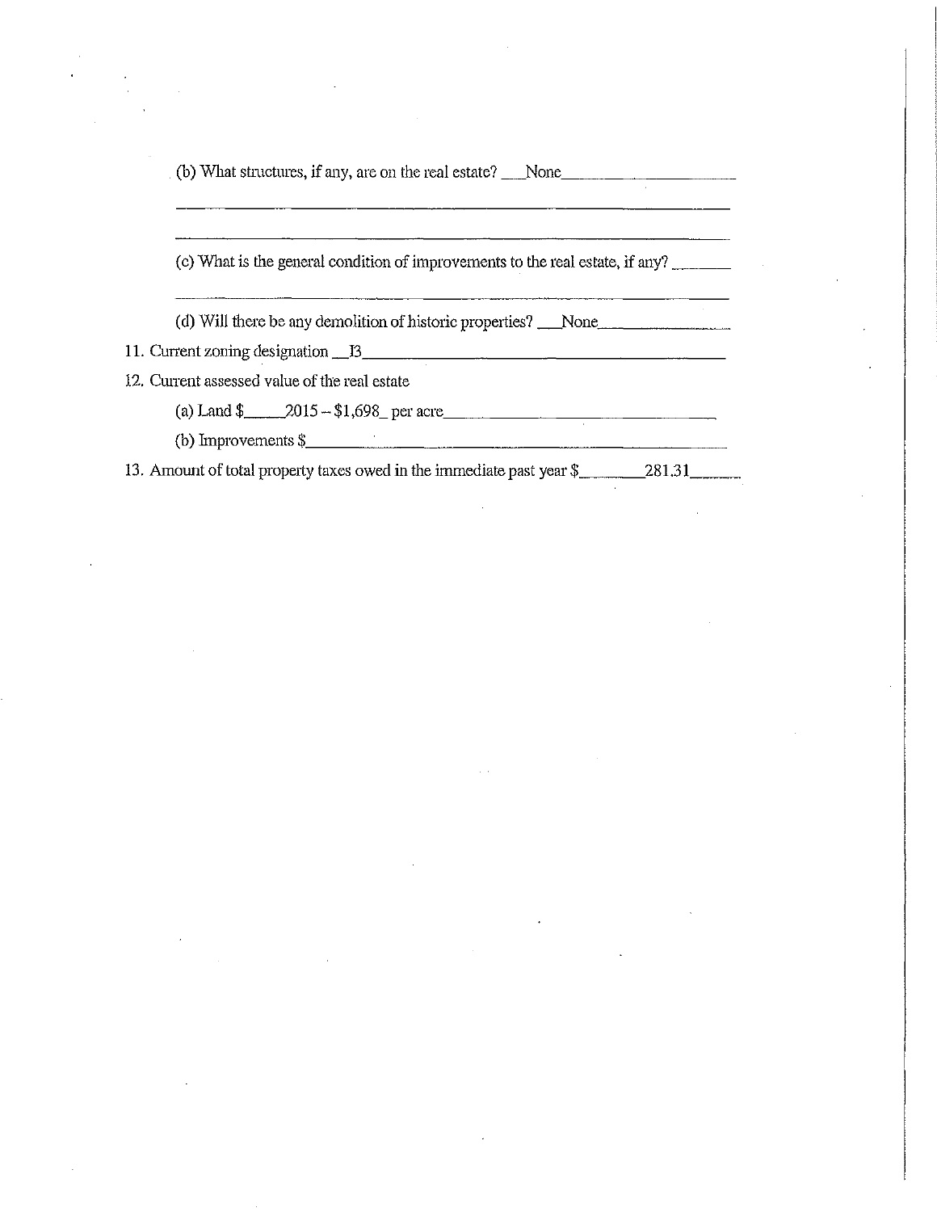(b) What structures, if any, are on the real estate? \_\_\_None\_\_\_\_\_\_\_\_\_\_\_\_\_\_\_\_\_\_\_\_

(c) What is the general condition of improvements to the real estate, if any? \_\_\_\_\_\_\_

(d) Will there be any demolition of historic properties? \_\_\_None\_\_\_\_\_\_\_\_\_\_\_\_\_\_\_\_

11. Current zoning designation \_\_I3\_\_\_\_\_\_\_\_\_\_\_\_\_\_\_\_\_\_\_\_\_\_\_\_\_\_\_\_\_\_\_\_\_\_\_\_\_\_\_\_\_\_
12. Current assessed value of the real estate

    (a) Land $\_\_\_\_\_2015 – $1,698\_ per acre\_\_\_\_\_\_\_\_\_\_\_\_\_\_\_\_\_\_\_\_\_\_\_\_\_\_\_\_\_\_\_\_\_

    (b) Improvements $\_\_\_\_\_\_\_\_\_\_\_\_\_\_\_\_\_\_\_\_\_\_\_\_\_\_\_\_\_\_\_\_\_\_\_\_\_\_\_\_\_\_\_\_\_\_\_\_

13. Amount of total property taxes owed in the immediate past year $\_\_\_\_\_\_\_\_281.31\_\_\_\_\_\_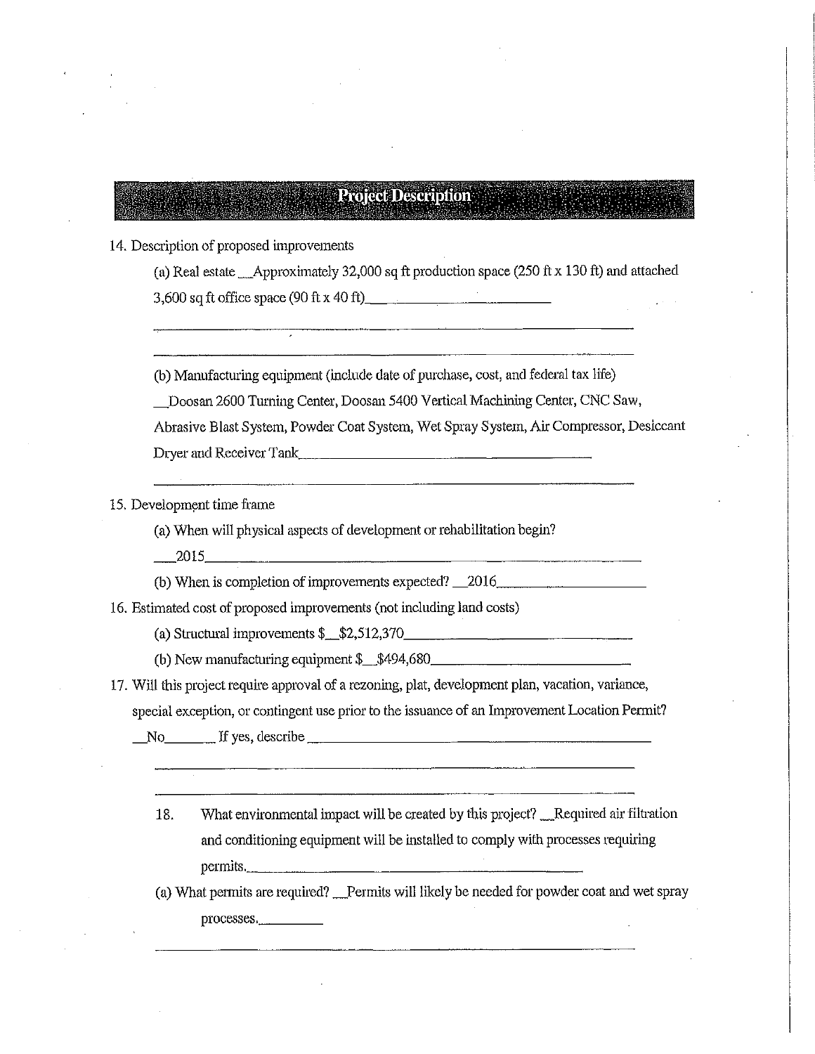## Project Description

14. Description of proposed improvements

    (a) Real estate __Approximately 32,000 sq ft production space (250 ft x 130 ft) and attached 3,600 sq ft office space (90 ft x 40 ft)

    (b) Manufacturing equipment (include date of purchase, cost, and federal tax life) __Doosan 2600 Turning Center, Doosan 5400 Vertical Machining Center, CNC Saw, Abrasive Blast System, Powder Coat System, Wet Spray System, Air Compressor, Desiccant Dryer and Receiver Tank

15. Development time frame

    (a) When will physical aspects of development or rehabilitation begin? __2015

    (b) When is completion of improvements expected? __2016

16. Estimated cost of proposed improvements (not including land costs)

    (a) Structural improvements $__$2,512,370

    (b) New manufacturing equipment $__$494,680

17. Will this project require approval of a rezoning, plat, development plan, vacation, variance, special exception, or contingent use prior to the issuance of an Improvement Location Permit? __No__ If yes, describe

18. What environmental impact will be created by this project? __Required air filtration and conditioning equipment will be installed to comply with processes requiring permits.

    (a) What permits are required? __Permits will likely be needed for powder coat and wet spray processes.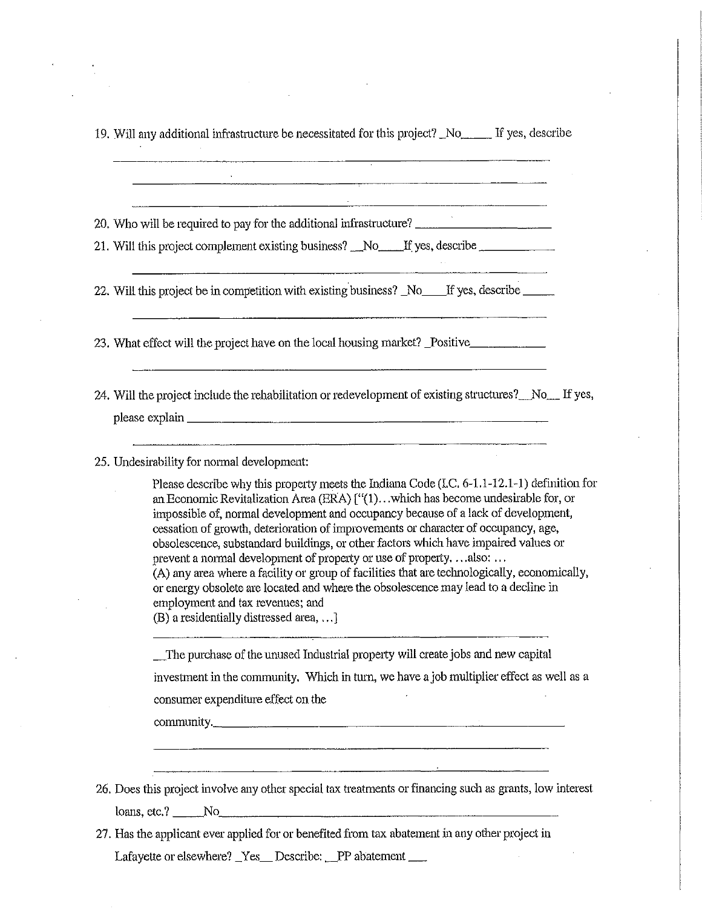19. Will any additional infrastructure be necessitated for this project? _No_____ If yes, describe

20. Who will be required to pay for the additional infrastructure? ______________________

21. Will this project complement existing business? __No____If yes, describe ___________

22. Will this project be in competition with existing business? _No____If yes, describe _____

23. What effect will the project have on the local housing market? _Positive___________

24. Will the project include the rehabilitation or redevelopment of existing structures?__No__ If yes, please explain ______________________________________________

25. Undesirability for normal development:

> Please describe why this property meets the Indiana Code (I.C. 6-1.1-12.1-1) definition for an Economic Revitalization Area (ERA) ["(1)...which has become undesirable for, or impossible of, normal development and occupancy because of a lack of development, cessation of growth, deterioration of improvements or character of occupancy, age, obsolescence, substandard buildings, or other factors which have impaired values or prevent a normal development of property or use of property. ...also: ...
> (A) any area where a facility or group of facilities that are technologically, economically, or energy obsolete are located and where the obsolescence may lead to a decline in employment and tax revenues; and
> (B) a residentially distressed area, ...]
>
> __The purchase of the unused Industrial property will create jobs and new capital investment in the community. Which in turn, we have a job multiplier effect as well as a consumer expenditure effect on the community.______________________________________

26. Does this project involve any other special tax treatments or financing such as grants, low interest loans, etc.? _____No______________________________________________

27. Has the applicant ever applied for or benefited from tax abatement in any other project in Lafayette or elsewhere? _Yes__ Describe: __PP abatement ___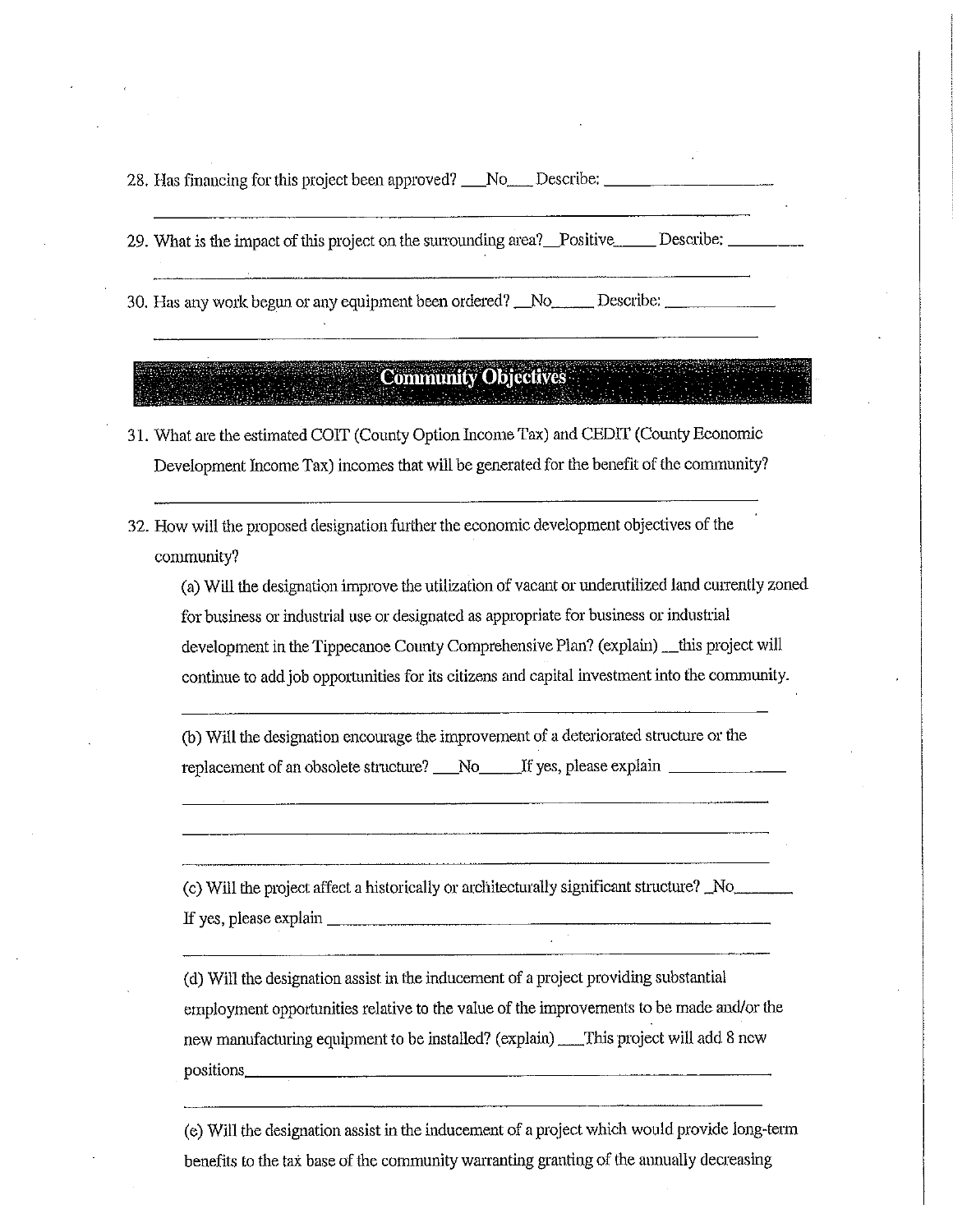28. Has financing for this project been approved? ___No___ Describe: ____________________

______________________________________________________________________

29. What is the impact of this project on the surrounding area?__Positive_____ Describe: _________

______________________________________________________________________

30. Has any work begun or any equipment been ordered? __No_____ Describe: _____________

______________________________________________________________________

## Community Objectives

31. What are the estimated COIT (County Option Income Tax) and CEDIT (County Economic Development Income Tax) incomes that will be generated for the benefit of the community?

______________________________________________________________________

32. How will the proposed designation further the economic development objectives of the community?

    (a) Will the designation improve the utilization of vacant or underutilized land currently zoned for business or industrial use or designated as appropriate for business or industrial development in the Tippecanoe County Comprehensive Plan? (explain) __this project will continue to add job opportunities for its citizens and capital investment into the community.

    ______________________________________________________________________

    (b) Will the designation encourage the improvement of a deteriorated structure or the replacement of an obsolete structure? ___No_____If yes, please explain ______________

    ______________________________________________________________________

    ______________________________________________________________________

    ______________________________________________________________________

    (c) Will the project affect a historically or architecturally significant structure? _No_______ If yes, please explain ______________________________________________________

    ______________________________________________________________________

    (d) Will the designation assist in the inducement of a project providing substantial employment opportunities relative to the value of the improvements to be made and/or the new manufacturing equipment to be installed? (explain) ___This project will add 8 new positions_____________________________________________________________

    ______________________________________________________________________

    (e) Will the designation assist in the inducement of a project which would provide long-term benefits to the tax base of the community warranting granting of the annually decreasing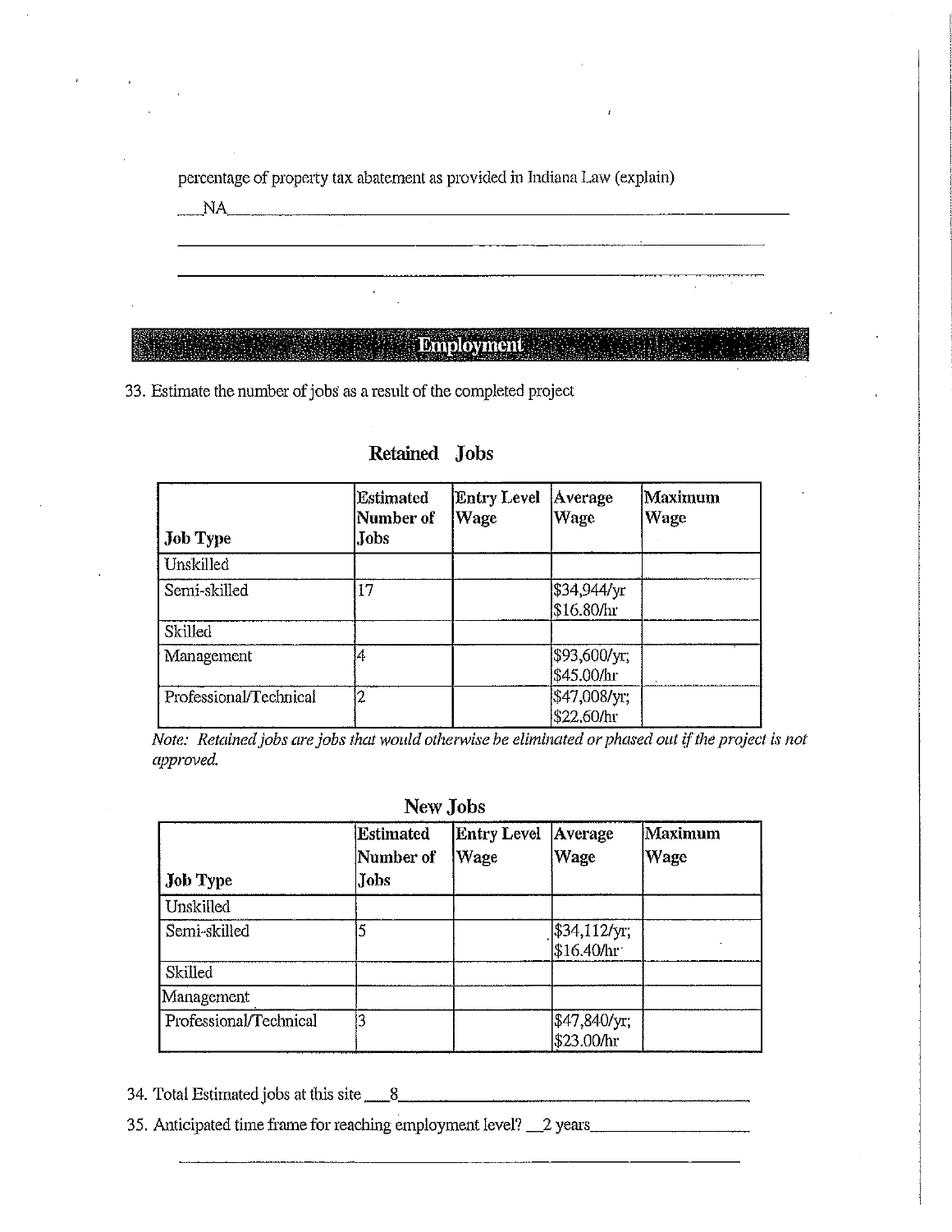percentage of property tax abatement as provided in Indiana Law (explain)

NA

## Employment

33. Estimate the number of jobs as a result of the completed project

### Retained Jobs

| Job Type | Estimated Number of Jobs | Entry Level Wage | Average Wage | Maximum Wage |
|---|---|---|---|---|
| Unskilled | | | | |
| Semi-skilled | 17 | | $34,944/yr $16.80/hr | |
| Skilled | | | | |
| Management | 4 | | $93,600/yr; $45.00/hr | |
| Professional/Technical | 2 | | $47,008/yr; $22.60/hr | |

*Note: Retained jobs are jobs that would otherwise be eliminated or phased out if the project is not approved.*

### New Jobs

| Job Type | Estimated Number of Jobs | Entry Level Wage | Average Wage | Maximum Wage |
|---|---|---|---|---|
| Unskilled | | | | |
| Semi-skilled | 5 | | $34,112/yr; $16.40/hr | |
| Skilled | | | | |
| Management | | | | |
| Professional/Technical | 3 | | $47,840/yr; $23.00/hr | |

34. Total Estimated jobs at this site 8

35. Anticipated time frame for reaching employment level? 2 years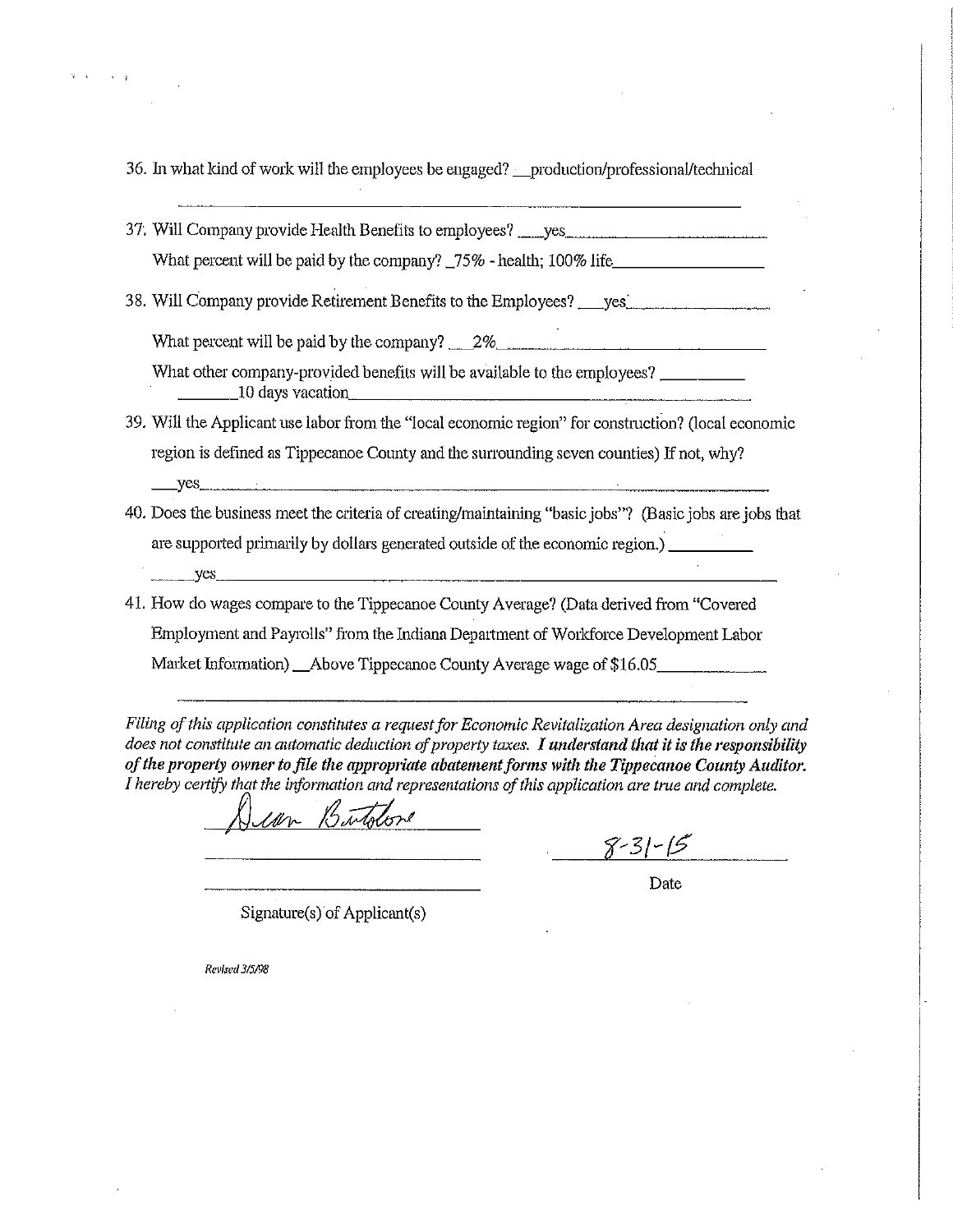36. In what kind of work will the employees be engaged? production/professional/technical

37. Will Company provide Health Benefits to employees? yes

    What percent will be paid by the company? 75% - health; 100% life

38. Will Company provide Retirement Benefits to the Employees? yes

    What percent will be paid by the company? 2%

    What other company-provided benefits will be available to the employees? 10 days vacation

39. Will the Applicant use labor from the "local economic region" for construction? (local economic region is defined as Tippecanoe County and the surrounding seven counties) If not, why?

    yes

40. Does the business meet the criteria of creating/maintaining "basic jobs"? (Basic jobs are jobs that are supported primarily by dollars generated outside of the economic region.)

    yes

41. How do wages compare to the Tippecanoe County Average? (Data derived from "Covered Employment and Payrolls" from the Indiana Department of Workforce Development Labor Market Information) Above Tippecanoe County Average wage of $16.05

*Filing of this application constitutes a request for Economic Revitalization Area designation only and does not constitute an automatic deduction of property taxes.* ***I understand that it is the responsibility of the property owner to file the appropriate abatement forms with the Tippecanoe County Auditor.*** *I hereby certify that the information and representations of this application are true and complete.*

Dean Bartolone

8-31-15

Date

Signature(s) of Applicant(s)

*Revised 3/5/98*